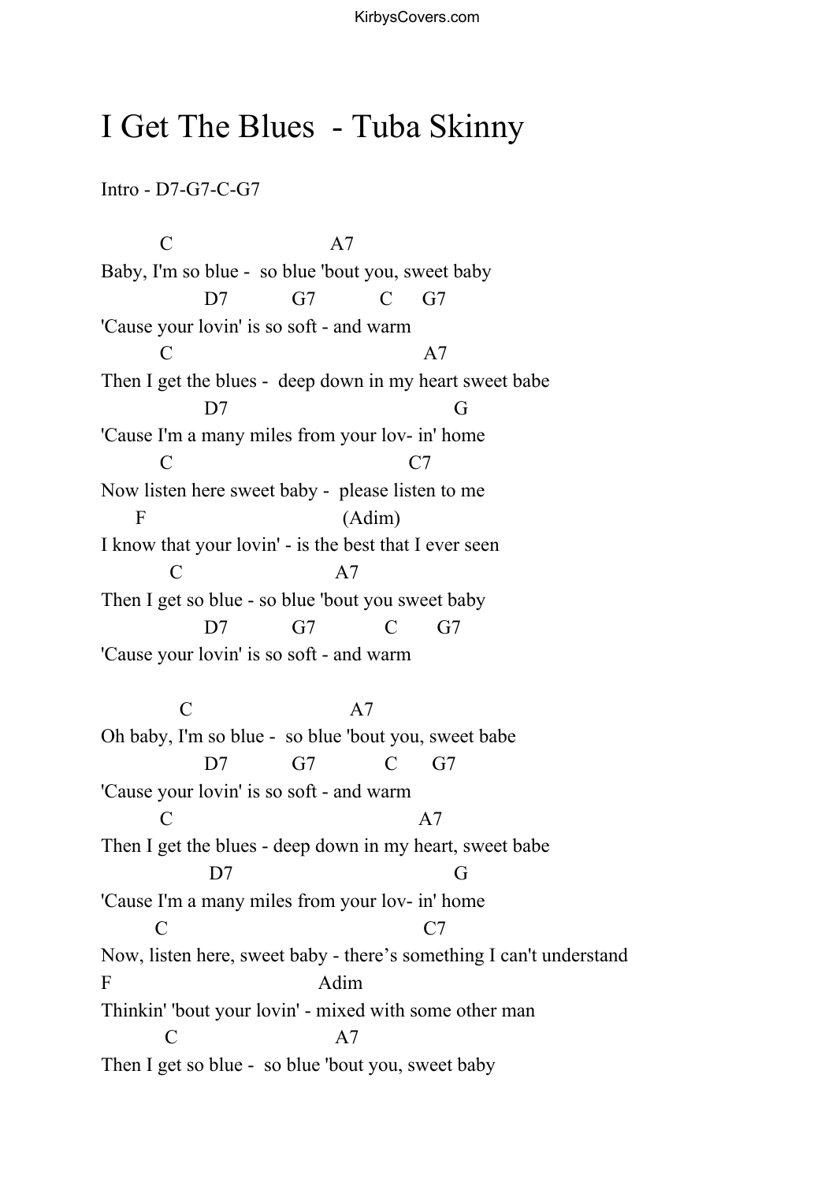# I Get The Blues - Tuba Skinny

Intro - D7-G7-C-G7

```
         C                          A7
Baby, I'm so blue -  so blue 'bout you, sweet baby
                 D7            G7            C      G7
'Cause your lovin' is so soft - and warm
         C                                        A7
Then I get the blues -  deep down in my heart sweet babe
                 D7                                      G
'Cause I'm a many miles from your lov- in' home
         C                                     C7
Now listen here sweet baby -  please listen to me
      F                                  (Adim)
I know that your lovin' - is the best that I ever seen
            C                           A7
Then I get so blue - so blue 'bout you sweet baby
                 D7            G7             C       G7
'Cause your lovin' is so soft - and warm

             C                           A7
Oh baby, I'm so blue -  so blue 'bout you, sweet babe
                 D7            G7             C       G7
'Cause your lovin' is so soft - and warm
         C                                        A7
Then I get the blues - deep down in my heart, sweet babe
                  D7                                     G
'Cause I'm a many miles from your lov- in' home
        C                                         C7
Now, listen here, sweet baby - there's something I can't understand
F                                  Adim
Thinkin' 'bout your lovin' - mixed with some other man
           C                           A7
Then I get so blue -  so blue 'bout you, sweet baby
```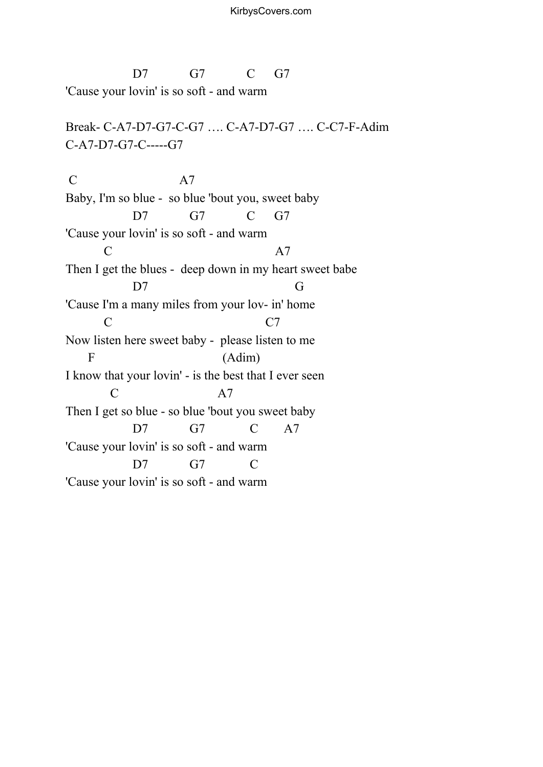```
                D7          G7          C     G7
'Cause your lovin' is so soft - and warm

Break- C-A7-D7-G7-C-G7 …. C-A7-D7-G7 …. C-C7-F-Adim
C-A7-D7-G7-C-----G7

 C                          A7
Baby, I'm so blue -  so blue 'bout you, sweet baby
                D7          G7          C     G7
'Cause your lovin' is so soft - and warm
         C                                    A7
Then I get the blues -  deep down in my heart sweet babe
                D7                             G
'Cause I'm a many miles from your lov- in' home
         C                                  C7
Now listen here sweet baby -  please listen to me
     F                               (Adim)
I know that your lovin' - is the best that I ever seen
          C                         A7
Then I get so blue - so blue 'bout you sweet baby
                D7          G7          C       A7
'Cause your lovin' is so soft - and warm
                D7          G7          C
'Cause your lovin' is so soft - and warm
```